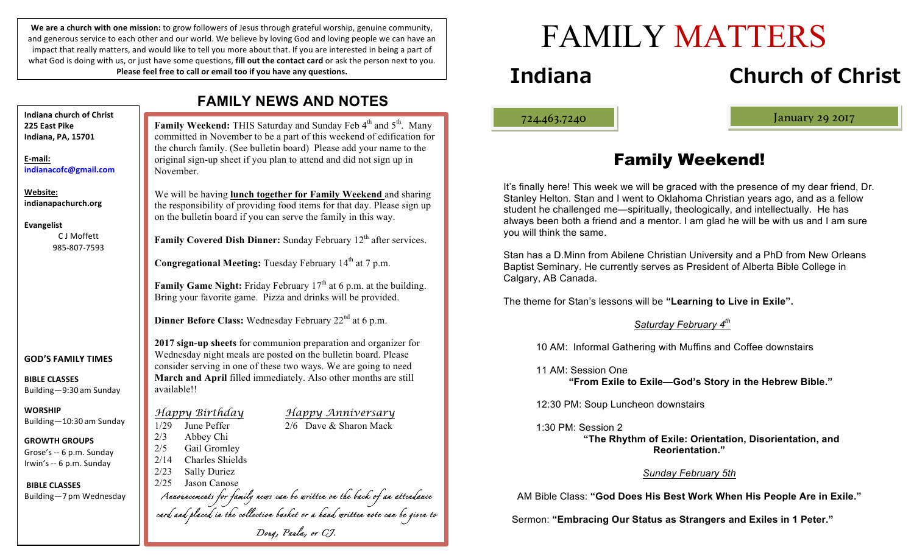**We are a church with one mission:** to grow followers of Jesus through grateful worship, genuine community, and generous service to each other and our world. We believe by loving God and loving people we can have an impact that really matters, and would like to tell you more about that. If you are interested in being a part of what God is doing with us, or just have some questions, **fill out the contact card** or ask the person next to you. **Please feel free to call or email too if you have any questions.**

**Indiana church of Christ**
**225 East Pike**
**Indiana, PA, 15701**

**E-mail:**
**indianacofc@gmail.com**

**Website:**
**indianapachurch.org**

**Evangelist**
C J Moffett
985-807-7593

**GOD'S FAMILY TIMES**

**BIBLE CLASSES**
Building—9:30 am Sunday

**WORSHIP**
Building—10:30 am Sunday

**GROWTH GROUPS**
Grose's -- 6 p.m. Sunday
Irwin's -- 6 p.m. Sunday

**BIBLE CLASSES**
Building—7 pm Wednesday

## FAMILY NEWS AND NOTES

**Family Weekend:** THIS Saturday and Sunday Feb 4th and 5th. Many committed in November to be a part of this weekend of edification for the church family. (See bulletin board) Please add your name to the original sign-up sheet if you plan to attend and did not sign up in November.

We will be having **lunch together for Family Weekend** and sharing the responsibility of providing food items for that day. Please sign up on the bulletin board if you can serve the family in this way.

**Family Covered Dish Dinner:** Sunday February 12th after services.

**Congregational Meeting:** Tuesday February 14th at 7 p.m.

**Family Game Night:** Friday February 17th at 6 p.m. at the building. Bring your favorite game. Pizza and drinks will be provided.

**Dinner Before Class:** Wednesday February 22nd at 6 p.m.

**2017 sign-up sheets** for communion preparation and organizer for Wednesday night meals are posted on the bulletin board. Please consider serving in one of these two ways. We are going to need **March and April** filled immediately. Also other months are still available!!

*Happy Birthday*

- 1/29 June Peffer
- 2/3 Abbey Chi
- 2/5 Gail Gromley
- 2/14 Charles Shields
- 2/23 Sally Duriez
- 2/25 Jason Canose

*Happy Anniversary*

- 2/6 Dave & Sharon Mack

*Announcements for family news can be written on the back of an attendance card and placed in the collection basket or a hand written note can be given to Doug, Paula, or CJ.*

# FAMILY MATTERS

# Indiana Church of Christ

724.463.7240

January 29 2017

## Family Weekend!

It's finally here! This week we will be graced with the presence of my dear friend, Dr. Stanley Helton. Stan and I went to Oklahoma Christian years ago, and as a fellow student he challenged me—spiritually, theologically, and intellectually. He has always been both a friend and a mentor. I am glad he will be with us and I am sure you will think the same.

Stan has a D.Minn from Abilene Christian University and a PhD from New Orleans Baptist Seminary. He currently serves as President of Alberta Bible College in Calgary, AB Canada.

The theme for Stan's lessons will be **"Learning to Live in Exile".**

*Saturday February 4th*

10 AM: Informal Gathering with Muffins and Coffee downstairs

11 AM: Session One
**"From Exile to Exile—God's Story in the Hebrew Bible."**

12:30 PM: Soup Luncheon downstairs

1:30 PM: Session 2
**"The Rhythm of Exile: Orientation, Disorientation, and Reorientation."**

*Sunday February 5th*

AM Bible Class: **"God Does His Best Work When His People Are in Exile."**

Sermon: **"Embracing Our Status as Strangers and Exiles in 1 Peter."**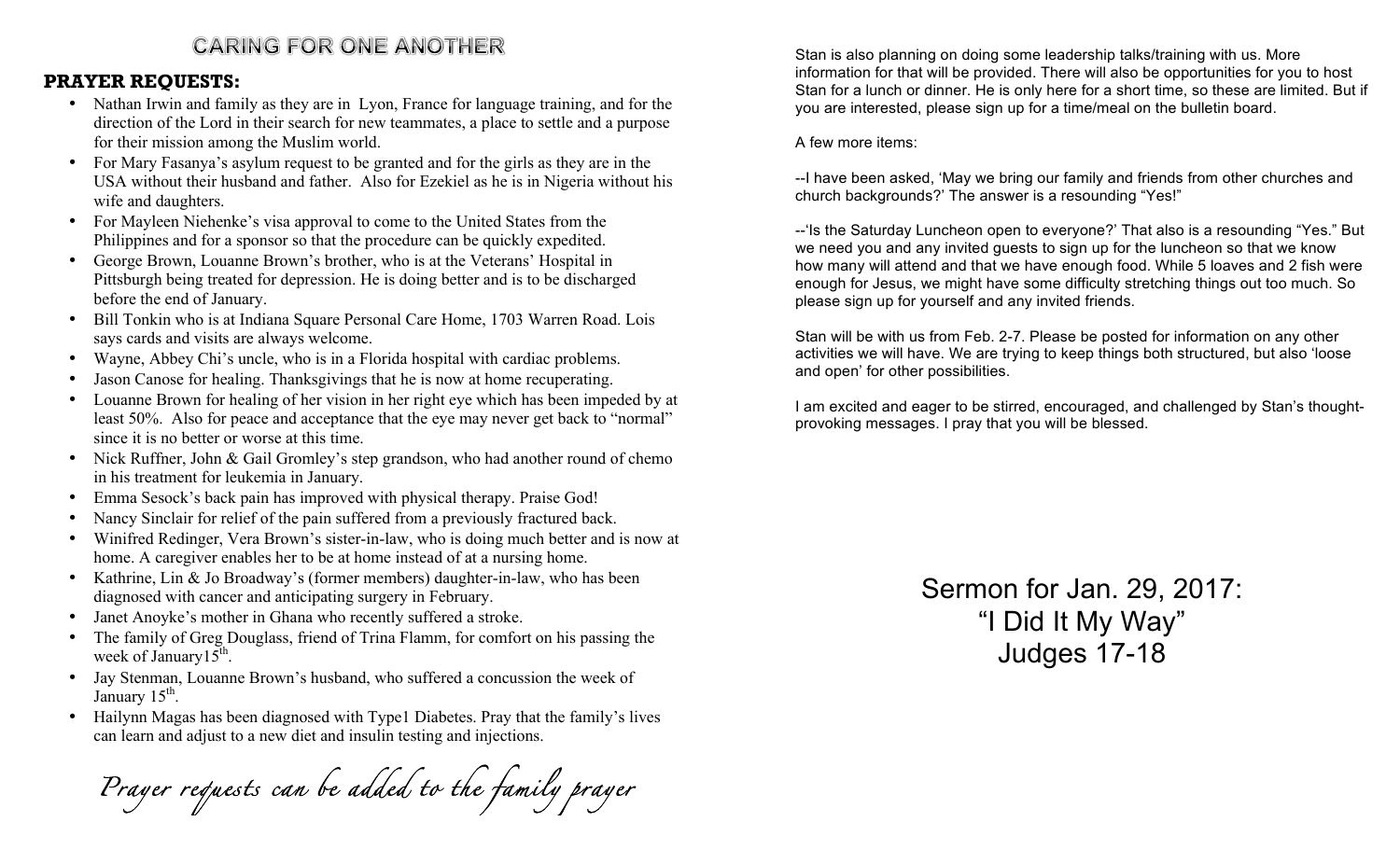## CARING FOR ONE ANOTHER

### PRAYER REQUESTS:

- Nathan Irwin and family as they are in Lyon, France for language training, and for the direction of the Lord in their search for new teammates, a place to settle and a purpose for their mission among the Muslim world.
- For Mary Fasanya's asylum request to be granted and for the girls as they are in the USA without their husband and father. Also for Ezekiel as he is in Nigeria without his wife and daughters.
- For Mayleen Niehenke's visa approval to come to the United States from the Philippines and for a sponsor so that the procedure can be quickly expedited.
- George Brown, Louanne Brown's brother, who is at the Veterans' Hospital in Pittsburgh being treated for depression. He is doing better and is to be discharged before the end of January.
- Bill Tonkin who is at Indiana Square Personal Care Home, 1703 Warren Road. Lois says cards and visits are always welcome.
- Wayne, Abbey Chi's uncle, who is in a Florida hospital with cardiac problems.
- Jason Canose for healing. Thanksgivings that he is now at home recuperating.
- Louanne Brown for healing of her vision in her right eye which has been impeded by at least 50%. Also for peace and acceptance that the eye may never get back to "normal" since it is no better or worse at this time.
- Nick Ruffner, John & Gail Gromley's step grandson, who had another round of chemo in his treatment for leukemia in January.
- Emma Sesock's back pain has improved with physical therapy. Praise God!
- Nancy Sinclair for relief of the pain suffered from a previously fractured back.
- Winifred Redinger, Vera Brown's sister-in-law, who is doing much better and is now at home. A caregiver enables her to be at home instead of at a nursing home.
- Kathrine, Lin & Jo Broadway's (former members) daughter-in-law, who has been diagnosed with cancer and anticipating surgery in February.
- Janet Anoyke's mother in Ghana who recently suffered a stroke.
- The family of Greg Douglass, friend of Trina Flamm, for comfort on his passing the week of January15th.
- Jay Stenman, Louanne Brown's husband, who suffered a concussion the week of January 15th.
- Hailynn Magas has been diagnosed with Type1 Diabetes. Pray that the family's lives can learn and adjust to a new diet and insulin testing and injections.

*Prayer requests can be added to the family prayer*

Stan is also planning on doing some leadership talks/training with us. More information for that will be provided. There will also be opportunities for you to host Stan for a lunch or dinner. He is only here for a short time, so these are limited. But if you are interested, please sign up for a time/meal on the bulletin board.

A few more items:

--I have been asked, 'May we bring our family and friends from other churches and church backgrounds?' The answer is a resounding "Yes!"

--'Is the Saturday Luncheon open to everyone?' That also is a resounding "Yes." But we need you and any invited guests to sign up for the luncheon so that we know how many will attend and that we have enough food. While 5 loaves and 2 fish were enough for Jesus, we might have some difficulty stretching things out too much. So please sign up for yourself and any invited friends.

Stan will be with us from Feb. 2-7. Please be posted for information on any other activities we will have. We are trying to keep things both structured, but also 'loose and open' for other possibilities.

I am excited and eager to be stirred, encouraged, and challenged by Stan's thought-provoking messages. I pray that you will be blessed.

## Sermon for Jan. 29, 2017:
## "I Did It My Way"
## Judges 17-18